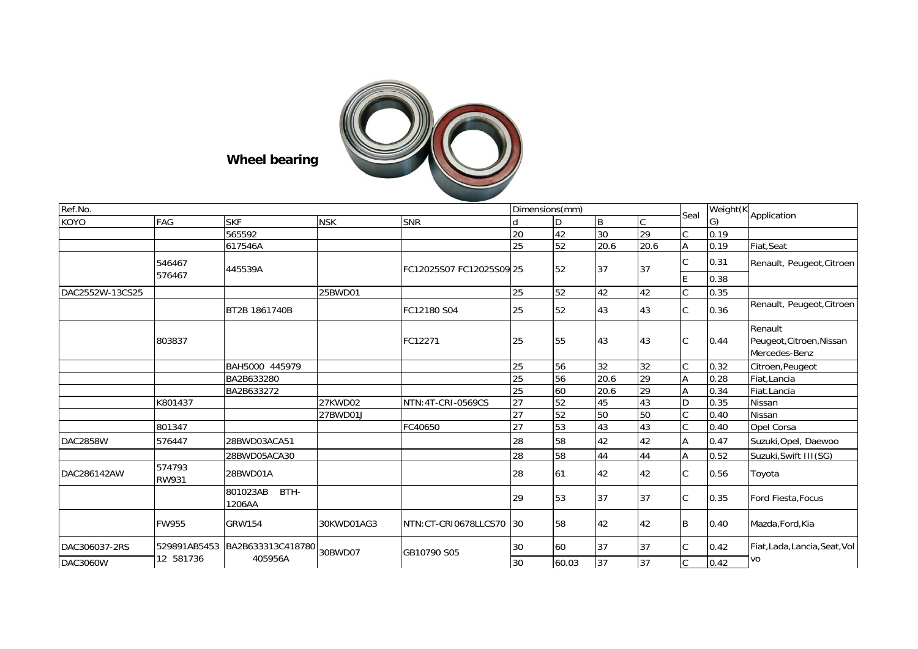**Wheel bearing**

| Ref.No. | | | | | Dimensions(mm) | | | | Seal | Weight(KG) | Application |
|---|---|---|---|---|---|---|---|---|---|---|---|
| KOYO | FAG | SKF | NSK | SNR | d | D | B | C | | | |
| | | 565592 | | | 20 | 42 | 30 | 29 | C | 0.19 | |
| | | 617546A | | | 25 | 52 | 20.6 | 20.6 | A | 0.19 | Fiat,Seat |
| | 546467 576467 | 445539A | | FC12025S07 FC12025S09 | 25 | 52 | 37 | 37 | C | 0.31 | Renault, Peugeot,Citroen |
| | | | | | | | | | E | 0.38 | |
| DAC2552W-13CS25 | | | 25BWD01 | | 25 | 52 | 42 | 42 | C | 0.35 | |
| | | BT2B 1861740B | | FC12180 S04 | 25 | 52 | 43 | 43 | C | 0.36 | Renault, Peugeot,Citroen |
| | 803837 | | | FC12271 | 25 | 55 | 43 | 43 | C | 0.44 | Renault Peugeot,Citroen,Nissan Mercedes-Benz |
| | | BAH5000 445979 | | | 25 | 56 | 32 | 32 | C | 0.32 | Citroen,Peugeot |
| | | BA2B633280 | | | 25 | 56 | 20.6 | 29 | A | 0.28 | Fiat,Lancia |
| | | BA2B633272 | | | 25 | 60 | 20.6 | 29 | A | 0.34 | Fiat.Lancia |
| | K801437 | | 27KWD02 | NTN:4T-CRI-0569CS | 27 | 52 | 45 | 43 | D | 0.35 | Nissan |
| | | | 27BWD01J | | 27 | 52 | 50 | 50 | C | 0.40 | Nissan |
| | 801347 | | | FC40650 | 27 | 53 | 43 | 43 | C | 0.40 | Opel Corsa |
| DAC2858W | 576447 | 28BWD03ACA51 | | | 28 | 58 | 42 | 42 | A | 0.47 | Suzuki,Opel, Daewoo |
| | | 28BWD05ACA30 | | | 28 | 58 | 44 | 44 | A | 0.52 | Suzuki,Swift III(SG) |
| DAC286142AW | 574793 RW931 | 28BWD01A | | | 28 | 61 | 42 | 42 | C | 0.56 | Toyota |
| | | 801023AB BTH-1206AA | | | 29 | 53 | 37 | 37 | C | 0.35 | Ford Fiesta,Focus |
| | FW955 | GRW154 | 30KWD01AG3 | NTN:CT-CRI0678LLCS70 | 30 | 58 | 42 | 42 | B | 0.40 | Mazda,Ford,Kia |
| DAC306037-2RS | 529891AB5453 12 581736 | BA2B633313C418780 405956A | 30BWD07 | GB10790 S05 | 30 | 60 | 37 | 37 | C | 0.42 | Fiat,Lada,Lancia,Seat,Volvo |
| DAC3060W | | | | | 30 | 60.03 | 37 | 37 | C | 0.42 | |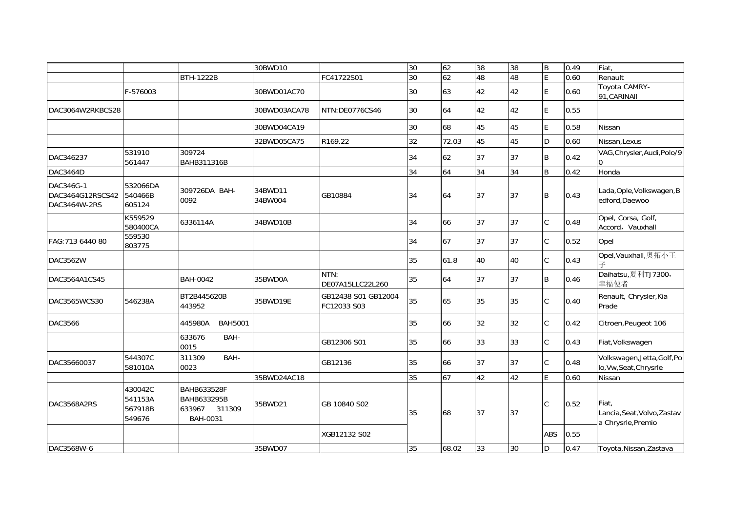| | | | | | | | | | | | |
|---|---|---|---|---|---|---|---|---|---|---|---|
| | | | 30BWD10 | | 30 | 62 | 38 | 38 | B | 0.49 | Fiat, |
| | | BTH-1222B | | FC41722S01 | 30 | 62 | 48 | 48 | E | 0.60 | Renault |
| | F-576003 | | 30BWD01AC70 | | 30 | 63 | 42 | 42 | E | 0.60 | Toyota CAMRY-91,CARINAII |
| DAC3064W2RKBCS28 | | | 30BWD03ACA78 | NTN:DE0776CS46 | 30 | 64 | 42 | 42 | E | 0.55 | |
| | | | 30BWD04CA19 | | 30 | 68 | 45 | 45 | E | 0.58 | Nissan |
| | | | 32BWD05CA75 | R169.22 | 32 | 72.03 | 45 | 45 | D | 0.60 | Nissan,Lexus |
| DAC346237 | 531910 561447 | 309724 BAHB311316B | | | 34 | 62 | 37 | 37 | B | 0.42 | VAG,Chrysler,Audi,Polo/90 |
| DAC3464D | | | | | 34 | 64 | 34 | 34 | B | 0.42 | Honda |
| DAC346G-1 DAC3464G12RSCS42 DAC3464W-2RS | 532066DA 540466B 605124 | 309726DA BAH-0092 | 34BWD11 34BW004 | GB10884 | 34 | 64 | 37 | 37 | B | 0.43 | Lada,Ople,Volkswagen,Bedford,Daewoo |
| | K559529 580400CA | 6336114A | 34BWD10B | | 34 | 66 | 37 | 37 | C | 0.48 | Opel, Corsa, Golf, Accord，Vauxhall |
| FAG:713 6440 80 | 559530 803775 | | | | 34 | 67 | 37 | 37 | C | 0.52 | Opel |
| DAC3562W | | | | | 35 | 61.8 | 40 | 40 | C | 0.43 | Opel,Vauxhall,奥拓小王子 |
| DAC3564A1CS45 | | BAH-0042 | 35BWD0A | NTN: DE07A15LLC22L260 | 35 | 64 | 37 | 37 | B | 0.46 | Daihatsu,夏利TJ7300，幸福使者 |
| DAC3565WCS30 | 546238A | BT2B445620B 443952 | 35BWD19E | GB12438 S01 GB12004 FC12033 S03 | 35 | 65 | 35 | 35 | C | 0.40 | Renault, Chrysler,Kia Prade |
| DAC3566 | | 445980A BAH5001 | | | 35 | 66 | 32 | 32 | C | 0.42 | Citroen,Peugeot 106 |
| | | 633676 BAH-0015 | | GB12306 S01 | 35 | 66 | 33 | 33 | C | 0.43 | Fiat,Volkswagen |
| DAC35660037 | 544307C 581010A | 311309 BAH-0023 | | GB12136 | 35 | 66 | 37 | 37 | C | 0.48 | Volkswagen,Jetta,Golf,Polo,Vw,Seat,Chrysrle |
| | | | 35BWD24AC18 | | 35 | 67 | 42 | 42 | E | 0.60 | Nissan |
| DAC3568A2RS | 430042C 541153A 567918B 549676 | BAHB633528F BAHB633295B 633967 311309 BAH-0031 | 35BWD21 | GB 10840 S02 | 35 | 68 | 37 | 37 | C | 0.52 | Fiat, Lancia,Seat,Volvo,Zastava Chrysrle,Premio |
| | | | | XGB12132 S02 | | | | | ABS | 0.55 | |
| DAC3568W-6 | | | 35BWD07 | | 35 | 68.02 | 33 | 30 | D | 0.47 | Toyota,Nissan,Zastava |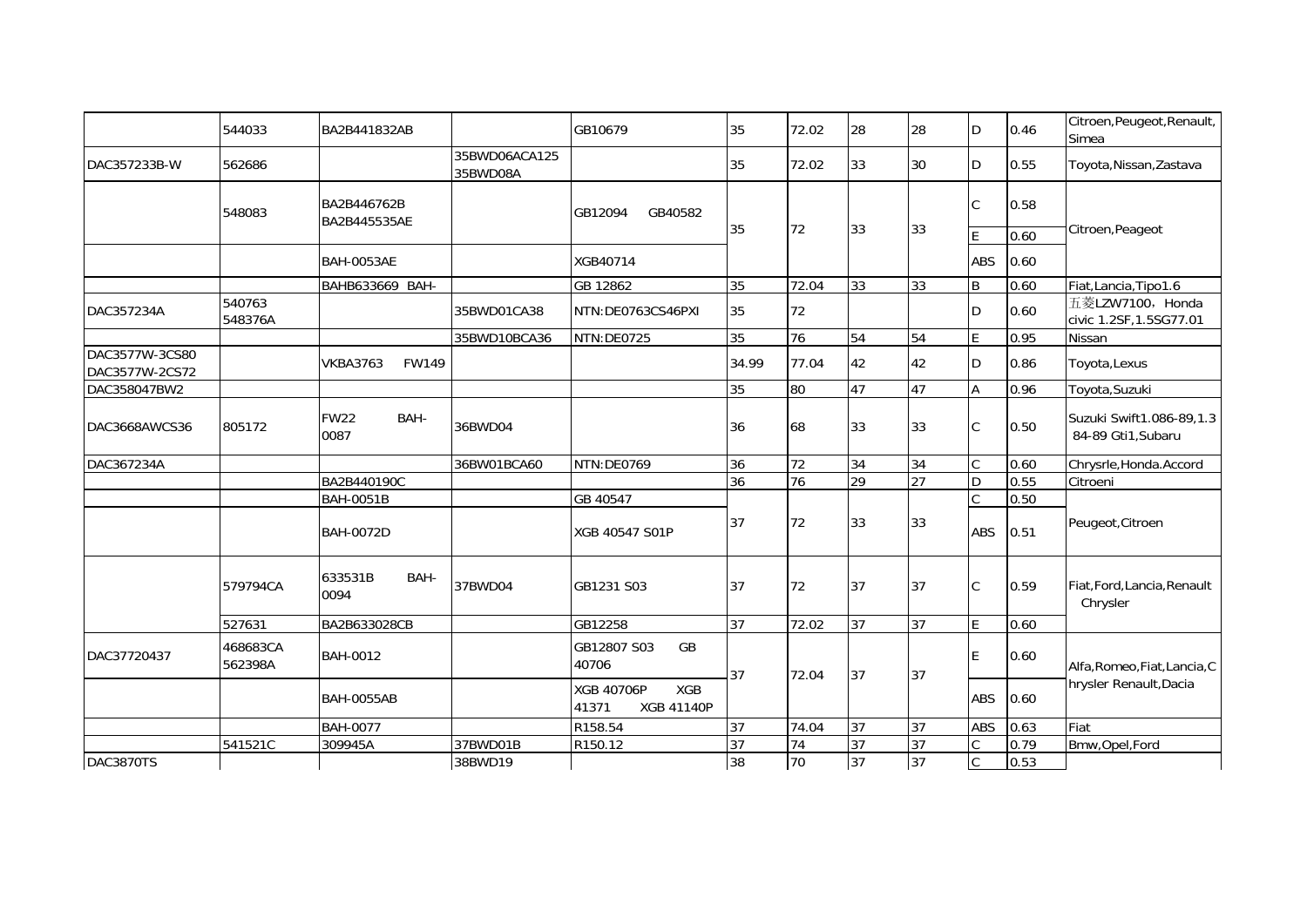| | | | | | | | | | | | |
|---|---|---|---|---|---|---|---|---|---|---|---|
| | 544033 | BA2B441832AB | | GB10679 | 35 | 72.02 | 28 | 28 | D | 0.46 | Citroen,Peugeot,Renault, Simea |
| DAC357233B-W | 562686 | | 35BWD06ACA125 35BWD08A | | 35 | 72.02 | 33 | 30 | D | 0.55 | Toyota,Nissan,Zastava |
| | 548083 | BA2B446762B BA2B445535AE | | GB12094 GB40582 | 35 | 72 | 33 | 33 | C | 0.58 | Citroen,Peageot |
| | | | | | | | | | E | 0.60 | |
| | | BAH-0053AE | | XGB40714 | | | | | ABS | 0.60 | |
| | | BAHB633669 BAH- | | GB 12862 | 35 | 72.04 | 33 | 33 | B | 0.60 | Fiat,Lancia,Tipo1.6 |
| DAC357234A | 540763 548376A | | 35BWD01CA38 | NTN:DE0763CS46PXI | 35 | 72 | | | D | 0.60 | 五菱LZW7100，Honda civic 1.2SF,1.5SG77.01 |
| | | | 35BWD10BCA36 | NTN:DE0725 | 35 | 76 | 54 | 54 | E | 0.95 | Nissan |
| DAC3577W-3CS80 DAC3577W-2CS72 | | VKBA3763 FW149 | | | 34.99 | 77.04 | 42 | 42 | D | 0.86 | Toyota,Lexus |
| DAC358047BW2 | | | | | 35 | 80 | 47 | 47 | A | 0.96 | Toyota,Suzuki |
| DAC3668AWCS36 | 805172 | FW22 BAH-0087 | 36BWD04 | | 36 | 68 | 33 | 33 | C | 0.50 | Suzuki Swift1.086-89,1.3 84-89 Gti1,Subaru |
| DAC367234A | | | 36BW01BCA60 | NTN:DE0769 | 36 | 72 | 34 | 34 | C | 0.60 | Chrysrle,Honda.Accord |
| | | BA2B440190C | | | 36 | 76 | 29 | 27 | D | 0.55 | Citroeni |
| | | BAH-0051B | | GB 40547 | 37 | 72 | 33 | 33 | C | 0.50 | Peugeot,Citroen |
| | | BAH-0072D | | XGB 40547 S01P | | | | | ABS | 0.51 | |
| | 579794CA | 633531B BAH-0094 | 37BWD04 | GB1231 S03 | 37 | 72 | 37 | 37 | C | 0.59 | Fiat,Ford,Lancia,Renault Chrysler |
| | 527631 | BA2B633028CB | | GB12258 | 37 | 72.02 | 37 | 37 | E | 0.60 | |
| DAC37720437 | 468683CA 562398A | BAH-0012 | | GB12807 S03 GB 40706 | 37 | 72.04 | 37 | 37 | E | 0.60 | Alfa,Romeo,Fiat,Lancia,Chrysler Renault,Dacia |
| | | BAH-0055AB | | XGB 40706P XGB 41371 XGB 41140P | | | | | ABS | 0.60 | |
| | | BAH-0077 | | R158.54 | 37 | 74.04 | 37 | 37 | ABS | 0.63 | Fiat |
| | 541521C | 309945A | 37BWD01B | R150.12 | 37 | 74 | 37 | 37 | C | 0.79 | Bmw,Opel,Ford |
| DAC3870TS | | | 38BWD19 | | 38 | 70 | 37 | 37 | C | 0.53 | |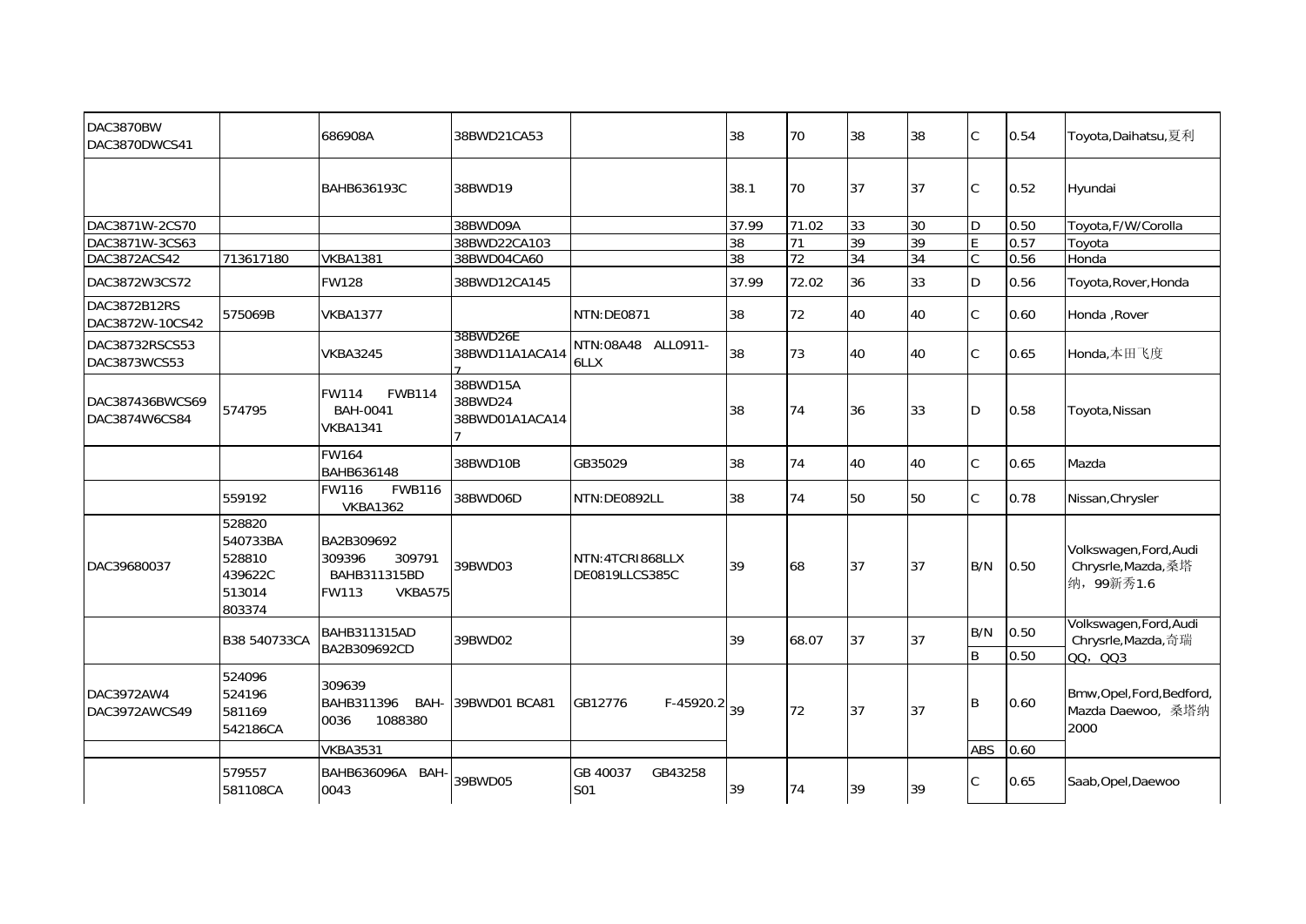| | | | | | | | | | | | |
|---|---|---|---|---|---|---|---|---|---|---|---|
| DAC3870BW DAC3870DWCS41 | | 686908A | 38BWD21CA53 | | 38 | 70 | 38 | 38 | C | 0.54 | Toyota,Daihatsu,夏利 |
| | | BAHB636193C | 38BWD19 | | 38.1 | 70 | 37 | 37 | C | 0.52 | Hyundai |
| DAC3871W-2CS70 | | | 38BWD09A | | 37.99 | 71.02 | 33 | 30 | D | 0.50 | Toyota,F/W/Corolla |
| DAC3871W-3CS63 | | | 38BWD22CA103 | | 38 | 71 | 39 | 39 | E | 0.57 | Toyota |
| DAC3872ACS42 | 713617180 | VKBA1381 | 38BWD04CA60 | | 38 | 72 | 34 | 34 | C | 0.56 | Honda |
| DAC3872W3CS72 | | FW128 | 38BWD12CA145 | | 37.99 | 72.02 | 36 | 33 | D | 0.56 | Toyota,Rover,Honda |
| DAC3872B12RS DAC3872W-10CS42 | 575069B | VKBA1377 | | NTN:DE0871 | 38 | 72 | 40 | 40 | C | 0.60 | Honda ,Rover |
| DAC38732RSCS53 DAC3873WCS53 | | VKBA3245 | 38BWD26E 38BWD11A1ACA147 | NTN:08A48 ALL0911-6LLX | 38 | 73 | 40 | 40 | C | 0.65 | Honda,本田飞度 |
| DAC387436BWCS69 DAC3874W6CS84 | 574795 | FW114 FWB114 BAH-0041 VKBA1341 | 38BWD15A 38BWD24 38BWD01A1ACA147 | | 38 | 74 | 36 | 33 | D | 0.58 | Toyota,Nissan |
| | | FW164 BAHB636148 | 38BWD10B | GB35029 | 38 | 74 | 40 | 40 | C | 0.65 | Mazda |
| | 559192 | FW116 FWB116 VKBA1362 | 38BWD06D | NTN:DE0892LL | 38 | 74 | 50 | 50 | C | 0.78 | Nissan,Chrysler |
| DAC39680037 | 528820 540733BA 528810 439622C 513014 803374 | BA2B309692 309396 309791 BAHB311315BD FW113 VKBA575 | 39BWD03 | NTN:4TCRI868LLX DE0819LLCS385C | 39 | 68 | 37 | 37 | B/N | 0.50 | Volkswagen,Ford,Audi Chrysrle,Mazda,桑塔纳，99新秀1.6 |
| | B38 540733CA | BAHB311315AD BA2B309692CD | 39BWD02 | | 39 | 68.07 | 37 | 37 | B/N | 0.50 | Volkswagen,Ford,Audi Chrysrle,Mazda,奇瑞QQ，QQ3 |
| | | | | | | | | | B | 0.50 | |
| DAC3972AW4 DAC3972AWCS49 | 524096 524196 581169 542186CA | 309639 BAHB311396 BAH-0036 1088380 | 39BWD01 BCA81 | GB12776 F-45920.2 | 39 | 72 | 37 | 37 | B | 0.60 | Bmw,Opel,Ford,Bedford, Mazda Daewoo, 桑塔纳2000 |
| | | VKBA3531 | | | | | | | ABS | 0.60 | |
| | 579557 581108CA | BAHB636096A BAH-0043 | 39BWD05 | GB 40037 GB43258 S01 | 39 | 74 | 39 | 39 | C | 0.65 | Saab,Opel,Daewoo |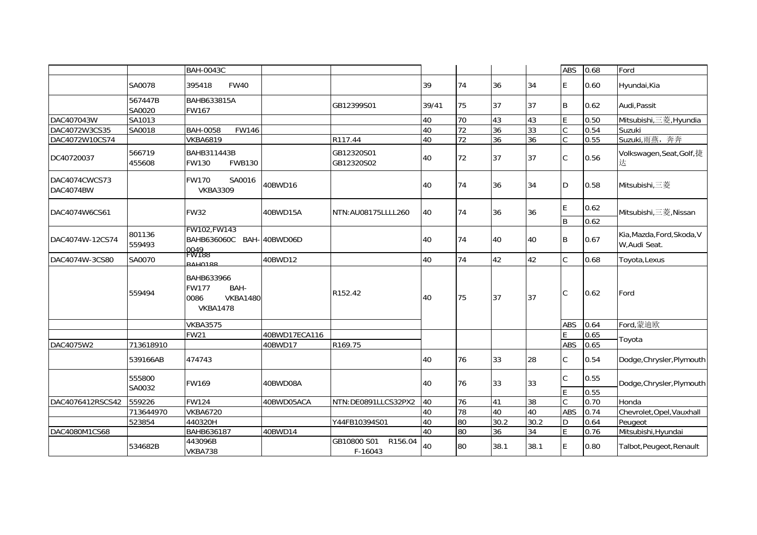| | | | | | | | | | | | |
|---|---|---|---|---|---|---|---|---|---|---|---|
| | | BAH-0043C | | | | | | | ABS | 0.68 | Ford |
| | SA0078 | 395418 FW40 | | | 39 | 74 | 36 | 34 | E | 0.60 | Hyundai,Kia |
| | 567447B SA0020 | BAHB633815A FW167 | | GB12399S01 | 39/41 | 75 | 37 | 37 | B | 0.62 | Audi,Passit |
| DAC407043W | SA1013 | | | | 40 | 70 | 43 | 43 | E | 0.50 | Mitsubishi,三菱,Hyundia |
| DAC4072W3CS35 | SA0018 | BAH-0058 FW146 | | | 40 | 72 | 36 | 33 | C | 0.54 | Suzuki |
| DAC4072W10CS74 | | VKBA6819 | | R117.44 | 40 | 72 | 36 | 36 | C | 0.55 | Suzuki,雨燕，奔奔 |
| DC40720037 | 566719 455608 | BAHB311443B FW130 FWB130 | | GB12320S01 GB12320S02 | 40 | 72 | 37 | 37 | C | 0.56 | Volkswagen,Seat,Golf,捷达 |
| DAC4074CWCS73 DAC4074BW | | FW170 SA0016 VKBA3309 | 40BWD16 | | 40 | 74 | 36 | 34 | D | 0.58 | Mitsubishi,三菱 |
| DAC4074W6CS61 | | FW32 | 40BWD15A | NTN:AU08175LLLL260 | 40 | 74 | 36 | 36 | E | 0.62 | Mitsubishi,三菱,Nissan |
| | | | | | | | | | B | 0.62 | |
| DAC4074W-12CS74 | 801136 559493 | FW102,FW143 BAHB636060C BAH-0049 | 40BWD06D | | 40 | 74 | 40 | 40 | B | 0.67 | Kia,Mazda,Ford,Skoda,VW,Audi Seat. |
| DAC4074W-3CS80 | SA0070 | FW188 BAH0188 | 40BWD12 | | 40 | 74 | 42 | 42 | C | 0.68 | Toyota,Lexus |
| | 559494 | BAHB633966 FW177 BAH-0086 VKBA1480 VKBA1478 | | R152.42 | 40 | 75 | 37 | 37 | C | 0.62 | Ford |
| | | VKBA3575 | | | | | | | ABS | 0.64 | Ford,蒙迪欧 |
| | | FW21 | 40BWD17ECA116 | | | | | | E | 0.65 | Toyota |
| DAC4075W2 | 713618910 | | 40BWD17 | R169.75 | | | | | ABS | 0.65 | |
| | 539166AB | 474743 | | | 40 | 76 | 33 | 28 | C | 0.54 | Dodge,Chrysler,Plymouth |
| | 555800 SA0032 | FW169 | 40BWD08A | | 40 | 76 | 33 | 33 | C | 0.55 | Dodge,Chrysler,Plymouth |
| | | | | | | | | | E | 0.55 | |
| DAC4076412RSCS42 | 559226 | FW124 | 40BWD05ACA | NTN:DE0891LLCS32PX2 | 40 | 76 | 41 | 38 | C | 0.70 | Honda |
| | 713644970 | VKBA6720 | | | 40 | 78 | 40 | 40 | ABS | 0.74 | Chevrolet,Opel,Vauxhall |
| | 523854 | 440320H | | Y44FB10394S01 | 40 | 80 | 30.2 | 30.2 | D | 0.64 | Peugeot |
| DAC4080M1CS68 | | BAHB636187 | 40BWD14 | | 40 | 80 | 36 | 34 | E | 0.76 | Mitsubishi,Hyundai |
| | 534682B | 443096B VKBA738 | | GB10800 S01 R156.04 F-16043 | 40 | 80 | 38.1 | 38.1 | E | 0.80 | Talbot,Peugeot,Renault |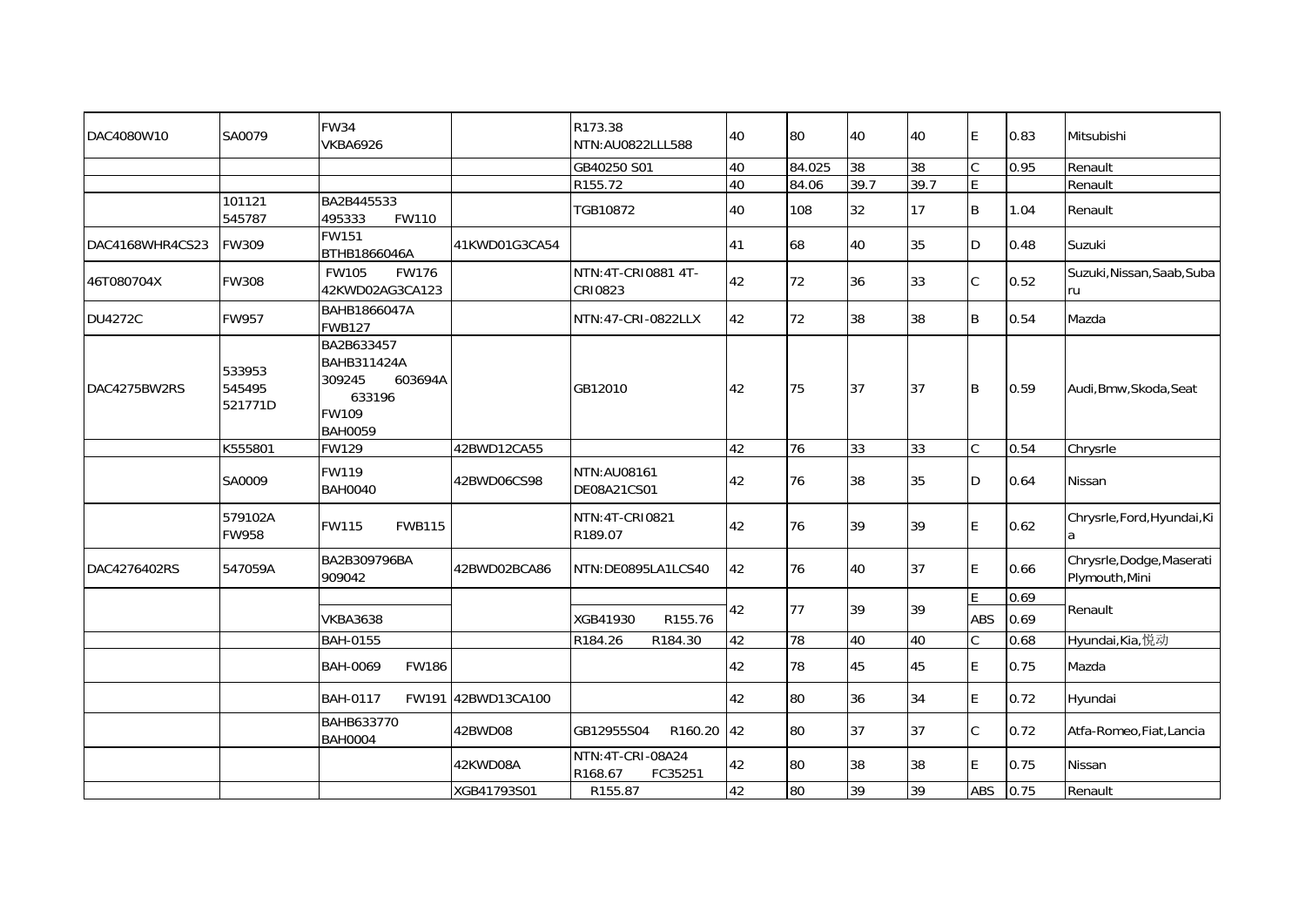| | | | | | | | | | | | |
|---|---|---|---|---|---|---|---|---|---|---|---|
| DAC4080W10 | SA0079 | FW34<br>VKBA6926 | | R173.38<br>NTN:AU0822LLL588 | 40 | 80 | 40 | 40 | E | 0.83 | Mitsubishi |
| | | | | GB40250 S01 | 40 | 84.025 | 38 | 38 | C | 0.95 | Renault |
| | | | | R155.72 | 40 | 84.06 | 39.7 | 39.7 | E | | Renault |
| | 101121<br>545787 | BA2B445533<br>495333 FW110 | | TGB10872 | 40 | 108 | 32 | 17 | B | 1.04 | Renault |
| DAC4168WHR4CS23 | FW309 | FW151<br>BTHB1866046A | 41KWD01G3CA54 | | 41 | 68 | 40 | 35 | D | 0.48 | Suzuki |
| 46T080704X | FW308 | FW105 FW176<br>42KWD02AG3CA123 | | NTN:4T-CRI0881 4T-CRI0823 | 42 | 72 | 36 | 33 | C | 0.52 | Suzuki,Nissan,Saab,Subaru |
| DU4272C | FW957 | BAHB1866047A<br>FWB127 | | NTN:47-CRI-0822LLX | 42 | 72 | 38 | 38 | B | 0.54 | Mazda |
| DAC4275BW2RS | 533953<br>545495<br>521771D | BA2B633457<br>BAHB311424A<br>309245 603694A<br>633196<br>FW109<br>BAH0059 | | GB12010 | 42 | 75 | 37 | 37 | B | 0.59 | Audi,Bmw,Skoda,Seat |
| | K555801 | FW129 | 42BWD12CA55 | | 42 | 76 | 33 | 33 | C | 0.54 | Chrysrle |
| | SA0009 | FW119<br>BAH0040 | 42BWD06CS98 | NTN:AU08161<br>DE08A21CS01 | 42 | 76 | 38 | 35 | D | 0.64 | Nissan |
| | 579102A<br>FW958 | FW115 FWB115 | | NTN:4T-CRI0821<br>R189.07 | 42 | 76 | 39 | 39 | E | 0.62 | Chrysrle,Ford,Hyundai,Kia |
| DAC4276402RS | 547059A | BA2B309796BA<br>909042 | 42BWD02BCA86 | NTN:DE0895LA1LCS40 | 42 | 76 | 40 | 37 | E | 0.66 | Chrysrle,Dodge,Maserati Plymouth,Mini |
| | | | | | 42 | 77 | 39 | 39 | E | 0.69 | Renault |
| | | VKBA3638 | | XGB41930 R155.76 | | | | | ABS | 0.69 | |
| | | BAH-0155 | | R184.26 R184.30 | 42 | 78 | 40 | 40 | C | 0.68 | Hyundai,Kia,悦动 |
| | | BAH-0069 FW186 | | | 42 | 78 | 45 | 45 | E | 0.75 | Mazda |
| | | BAH-0117 FW191 | 42BWD13CA100 | | 42 | 80 | 36 | 34 | E | 0.72 | Hyundai |
| | | BAHB633770<br>BAH0004 | 42BWD08 | GB12955S04 R160.20 | 42 | 80 | 37 | 37 | C | 0.72 | Atfa-Romeo,Fiat,Lancia |
| | | | 42KWD08A | NTN:4T-CRI-08A24<br>R168.67 FC35251 | 42 | 80 | 38 | 38 | E | 0.75 | Nissan |
| | | | XGB41793S01 | R155.87 | 42 | 80 | 39 | 39 | ABS | 0.75 | Renault |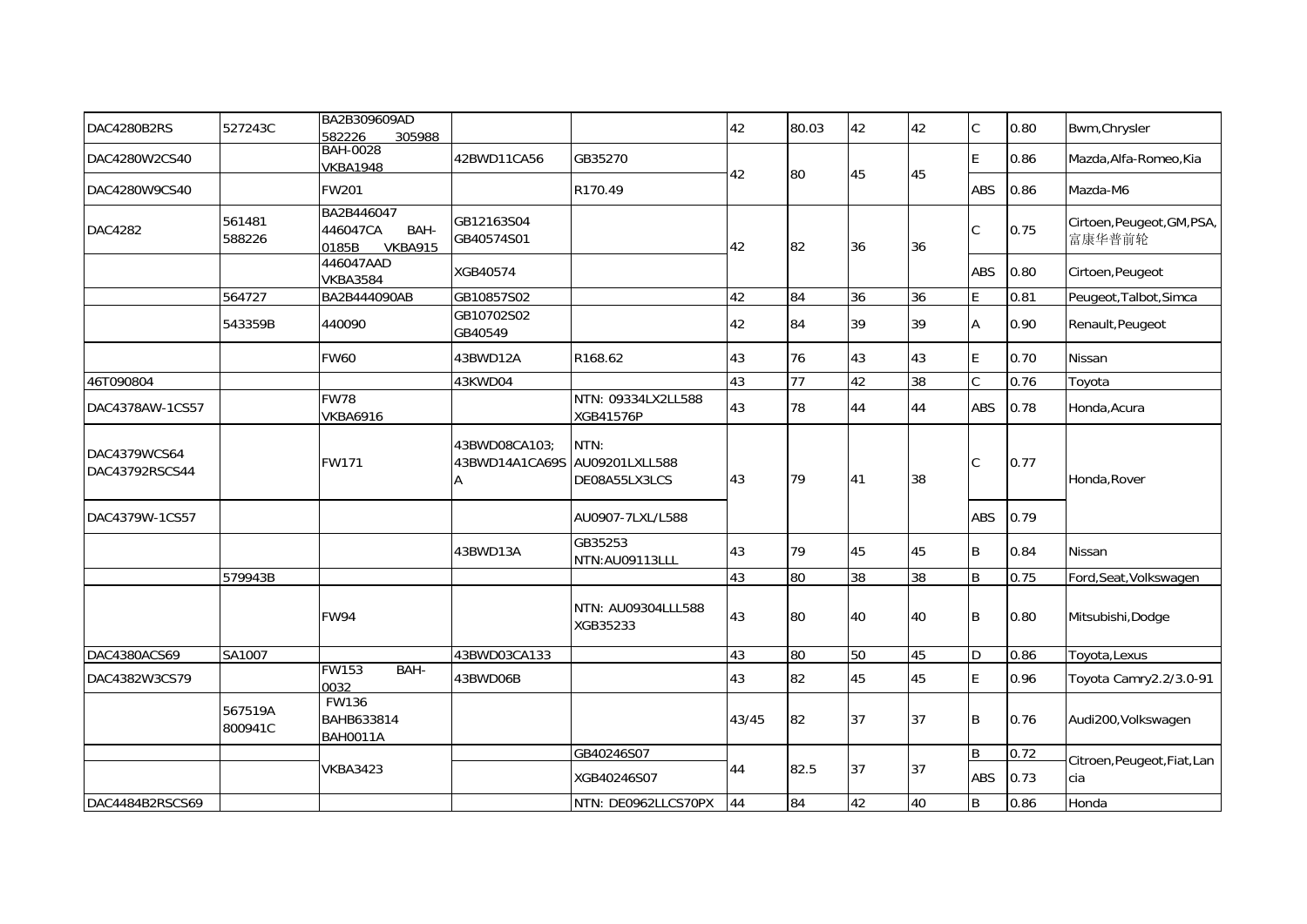| | | | | | | | | | | | |
|---|---|---|---|---|---|---|---|---|---|---|---|
| DAC4280B2RS | 527243C | BA2B309609AD 582226 305988 | | | 42 | 80.03 | 42 | 42 | C | 0.80 | Bwm,Chrysler |
| DAC4280W2CS40 | | BAH-0028 VKBA1948 | 42BWD11CA56 | GB35270 | 42 | 80 | 45 | 45 | E | 0.86 | Mazda,Alfa-Romeo,Kia |
| DAC4280W9CS40 | | FW201 | | R170.49 | | | | | ABS | 0.86 | Mazda-M6 |
| DAC4282 | 561481 588226 | BA2B446047 446047CA BAH-0185B VKBA915 | GB12163S04 GB40574S01 | | 42 | 82 | 36 | 36 | C | 0.75 | Cirtoen,Peugeot,GM,PSA,富康华普前轮 |
| | | 446047AAD VKBA3584 | XGB40574 | | | | | | ABS | 0.80 | Cirtoen,Peugeot |
| | 564727 | BA2B444090AB | GB10857S02 | | 42 | 84 | 36 | 36 | E | 0.81 | Peugeot,Talbot,Simca |
| | 543359B | 440090 | GB10702S02 GB40549 | | 42 | 84 | 39 | 39 | A | 0.90 | Renault,Peugeot |
| | | FW60 | 43BWD12A | R168.62 | 43 | 76 | 43 | 43 | E | 0.70 | Nissan |
| 46T090804 | | | 43KWD04 | | 43 | 77 | 42 | 38 | C | 0.76 | Toyota |
| DAC4378AW-1CS57 | | FW78 VKBA6916 | | NTN: 09334LX2LL588 XGB41576P | 43 | 78 | 44 | 44 | ABS | 0.78 | Honda,Acura |
| DAC4379WCS64 DAC43792RSCS44 | | FW171 | 43BWD08CA103; 43BWD14A1CA69SA | NTN: AU09201LXLL588 DE08A55LX3LCS | 43 | 79 | 41 | 38 | C | 0.77 | Honda,Rover |
| DAC4379W-1CS57 | | | | AU0907-7LXL/L588 | | | | | ABS | 0.79 | |
| | | | 43BWD13A | GB35253 NTN:AU09113LLL | 43 | 79 | 45 | 45 | B | 0.84 | Nissan |
| | 579943B | | | | 43 | 80 | 38 | 38 | B | 0.75 | Ford,Seat,Volkswagen |
| | | FW94 | | NTN: AU09304LLL588 XGB35233 | 43 | 80 | 40 | 40 | B | 0.80 | Mitsubishi,Dodge |
| DAC4380ACS69 | SA1007 | | 43BWD03CA133 | | 43 | 80 | 50 | 45 | D | 0.86 | Toyota,Lexus |
| DAC4382W3CS79 | | FW153 BAH-0032 | 43BWD06B | | 43 | 82 | 45 | 45 | E | 0.96 | Toyota Camry2.2/3.0-91 |
| | 567519A 800941C | FW136 BAHB633814 BAH0011A | | | 43/45 | 82 | 37 | 37 | B | 0.76 | Audi200,Volkswagen |
| | | VKBA3423 | | GB40246S07 | 44 | 82.5 | 37 | 37 | B | 0.72 | Citroen,Peugeot,Fiat,Lancia |
| | | | | XGB40246S07 | | | | | ABS | 0.73 | |
| DAC4484B2RSCS69 | | | | NTN: DE0962LLCS70PX | 44 | 84 | 42 | 40 | B | 0.86 | Honda |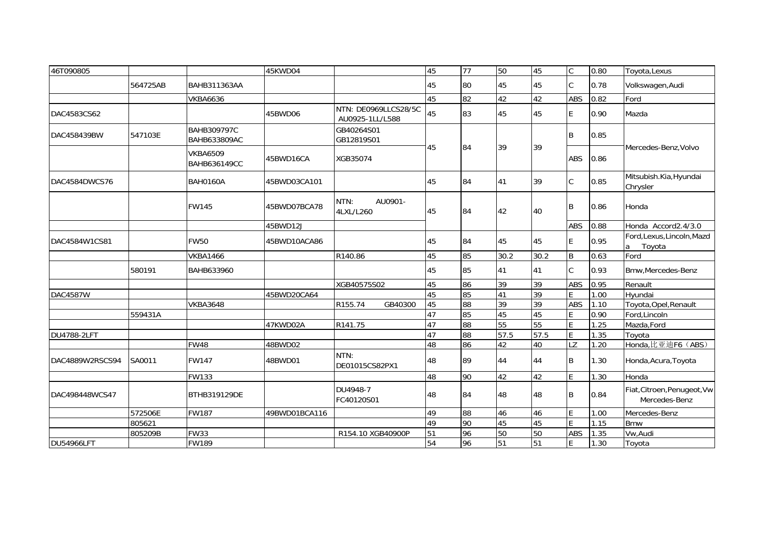| | | | | | | | | | | | |
|---|---|---|---|---|---|---|---|---|---|---|---|
| 46T090805 | | | 45KWD04 | | 45 | 77 | 50 | 45 | C | 0.80 | Toyota,Lexus |
| | 564725AB | BAHB311363AA | | | 45 | 80 | 45 | 45 | C | 0.78 | Volkswagen,Audi |
| | | VKBA6636 | | | 45 | 82 | 42 | 42 | ABS | 0.82 | Ford |
| DAC4583CS62 | | | 45BWD06 | NTN: DE0969LLCS28/5C AU0925-1LL/L588 | 45 | 83 | 45 | 45 | E | 0.90 | Mazda |
| DAC458439BW | 547103E | BAHB309797C BAHB633809AC | | GB40264S01 GB12819S01 | 45 | 84 | 39 | 39 | B | 0.85 | Mercedes-Benz,Volvo |
| | | VKBA6509 BAHB636149CC | 45BWD16CA | XGB35074 | | | | | ABS | 0.86 | |
| DAC4584DWCS76 | | BAH0160A | 45BWD03CA101 | | 45 | 84 | 41 | 39 | C | 0.85 | Mitsubish.Kia,Hyundai Chrysler |
| | | FW145 | 45BWD07BCA78 | NTN: AU0901-4LXL/L260 | 45 | 84 | 42 | 40 | B | 0.86 | Honda |
| | | | 45BWD12J | | | | | | ABS | 0.88 | Honda Accord2.4/3.0 |
| DAC4584W1CS81 | | FW50 | 45BWD10ACA86 | | 45 | 84 | 45 | 45 | E | 0.95 | Ford,Lexus,Lincoln,Mazda Toyota |
| | | VKBA1466 | | R140.86 | 45 | 85 | 30.2 | 30.2 | B | 0.63 | Ford |
| | 580191 | BAHB633960 | | | 45 | 85 | 41 | 41 | C | 0.93 | Bmw,Mercedes-Benz |
| | | | | XGB40575S02 | 45 | 86 | 39 | 39 | ABS | 0.95 | Renault |
| DAC4587W | | | 45BWD20CA64 | | 45 | 85 | 41 | 39 | E | 1.00 | Hyundai |
| | | VKBA3648 | | R155.74 GB40300 | 45 | 88 | 39 | 39 | ABS | 1.10 | Toyota,Opel,Renault |
| | 559431A | | | | 47 | 85 | 45 | 45 | E | 0.90 | Ford,Lincoln |
| | | | 47KWD02A | R141.75 | 47 | 88 | 55 | 55 | E | 1.25 | Mazda,Ford |
| DU4788-2LFT | | | | | 47 | 88 | 57.5 | 57.5 | E | 1.35 | Toyota |
| | | FW48 | 48BWD02 | | 48 | 86 | 42 | 40 | LZ | 1.20 | Honda,比亚迪F6（ABS） |
| DAC4889W2RSCS94 | SA0011 | FW147 | 48BWD01 | NTN: DE01015CS82PX1 | 48 | 89 | 44 | 44 | B | 1.30 | Honda,Acura,Toyota |
| | | FW133 | | | 48 | 90 | 42 | 42 | E | 1.30 | Honda |
| DAC498448WCS47 | | BTHB319129DE | | DU4948-7 FC40120S01 | 48 | 84 | 48 | 48 | B | 0.84 | Fiat,Citroen,Penugeot,Vw Mercedes-Benz |
| | 572506E | FW187 | 49BWD01BCA116 | | 49 | 88 | 46 | 46 | E | 1.00 | Mercedes-Benz |
| | 805621 | | | | 49 | 90 | 45 | 45 | E | 1.15 | Bmw |
| | 805209B | FW33 | | R154.10 XGB40900P | 51 | 96 | 50 | 50 | ABS | 1.35 | Vw,Audi |
| DU54966LFT | | FW189 | | | 54 | 96 | 51 | 51 | E | 1.30 | Toyota |